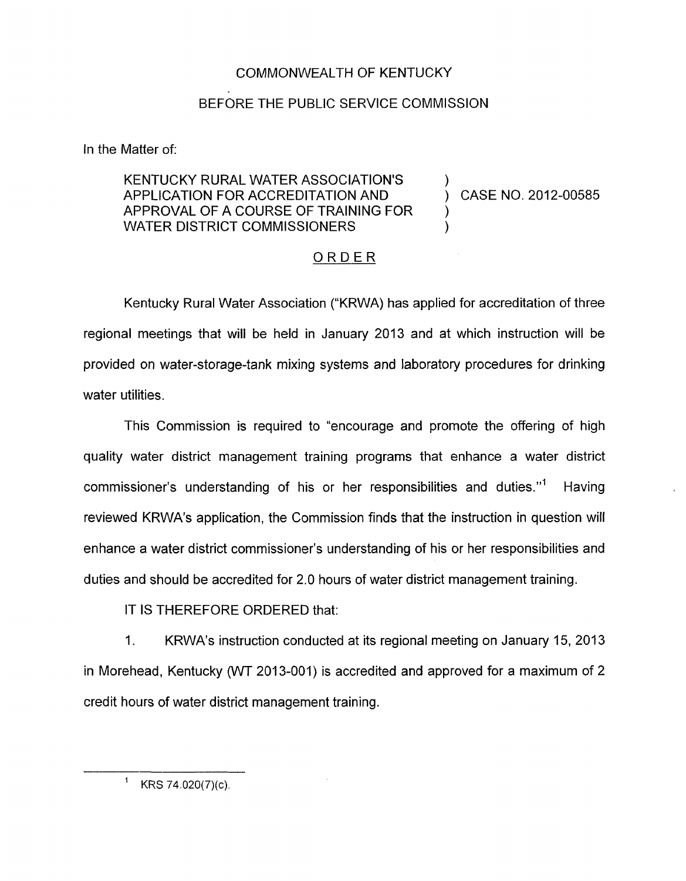COMMONWEALTH OF KENTUCKY

BEFORE THE PUBLIC SERVICE COMMISSION

In the Matter of:

KENTUCKY RURAL WATER ASSOCIATION'S APPLICATION FOR ACCREDITATION AND APPROVAL OF A COURSE OF TRAINING FOR WATER DISTRICT COMMISSIONERS ) CASE NO. 2012-00585

## ORDER

Kentucky Rural Water Association ("KRWA) has applied for accreditation of three regional meetings that will be held in January 2013 and at which instruction will be provided on water-storage-tank mixing systems and laboratory procedures for drinking water utilities.

This Commission is required to "encourage and promote the offering of high quality water district management training programs that enhance a water district commissioner's understanding of his or her responsibilities and duties."[1] Having reviewed KRWA's application, the Commission finds that the instruction in question will enhance a water district commissioner's understanding of his or her responsibilities and duties and should be accredited for 2.0 hours of water district management training.

IT IS THEREFORE ORDERED that:

1. KRWA's instruction conducted at its regional meeting on January 15, 2013 in Morehead, Kentucky (WT 2013-001) is accredited and approved for a maximum of 2 credit hours of water district management training.

[1] KRS 74.020(7)(c).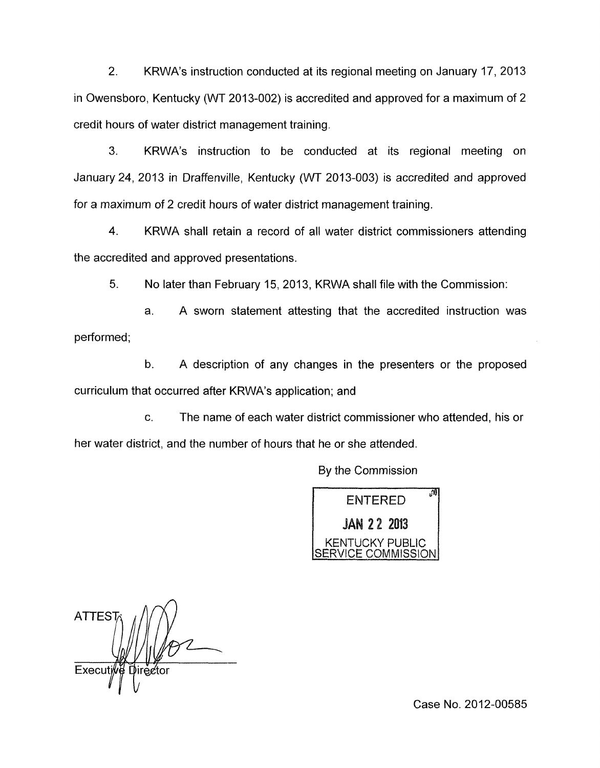2. KRWA's instruction conducted at its regional meeting on January 17, 2013 in Owensboro, Kentucky (WT 2013-002) is accredited and approved for a maximum of 2 credit hours of water district management training.

3. KRWA's instruction to be conducted at its regional meeting on January 24, 2013 in Draffenville, Kentucky (WT 2013-003) is accredited and approved for a maximum of 2 credit hours of water district management training.

4. KRWA shall retain a record of all water district commissioners attending the accredited and approved presentations.

5. No later than February 15, 2013, KRWA shall file with the Commission:

a. A sworn statement attesting that the accredited instruction was performed;

b. A description of any changes in the presenters or the proposed curriculum that occurred after KRWA's application; and

c. The name of each water district commissioner who attended, his or her water district, and the number of hours that he or she attended.

By the Commission

ENTERED
JAN 22 2013
KENTUCKY PUBLIC SERVICE COMMISSION

ATTEST:

Executive Director

Case No. 2012-00585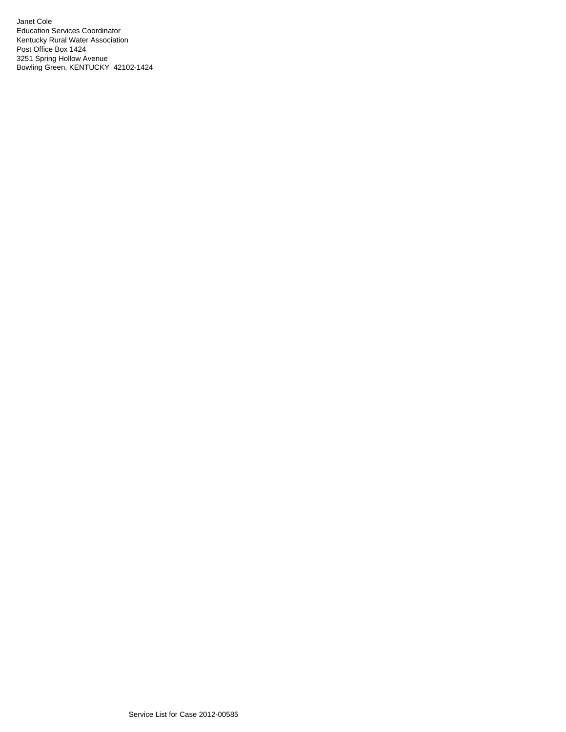Janet Cole
Education Services Coordinator
Kentucky Rural Water Association
Post Office Box 1424
3251 Spring Hollow Avenue
Bowling Green, KENTUCKY  42102-1424